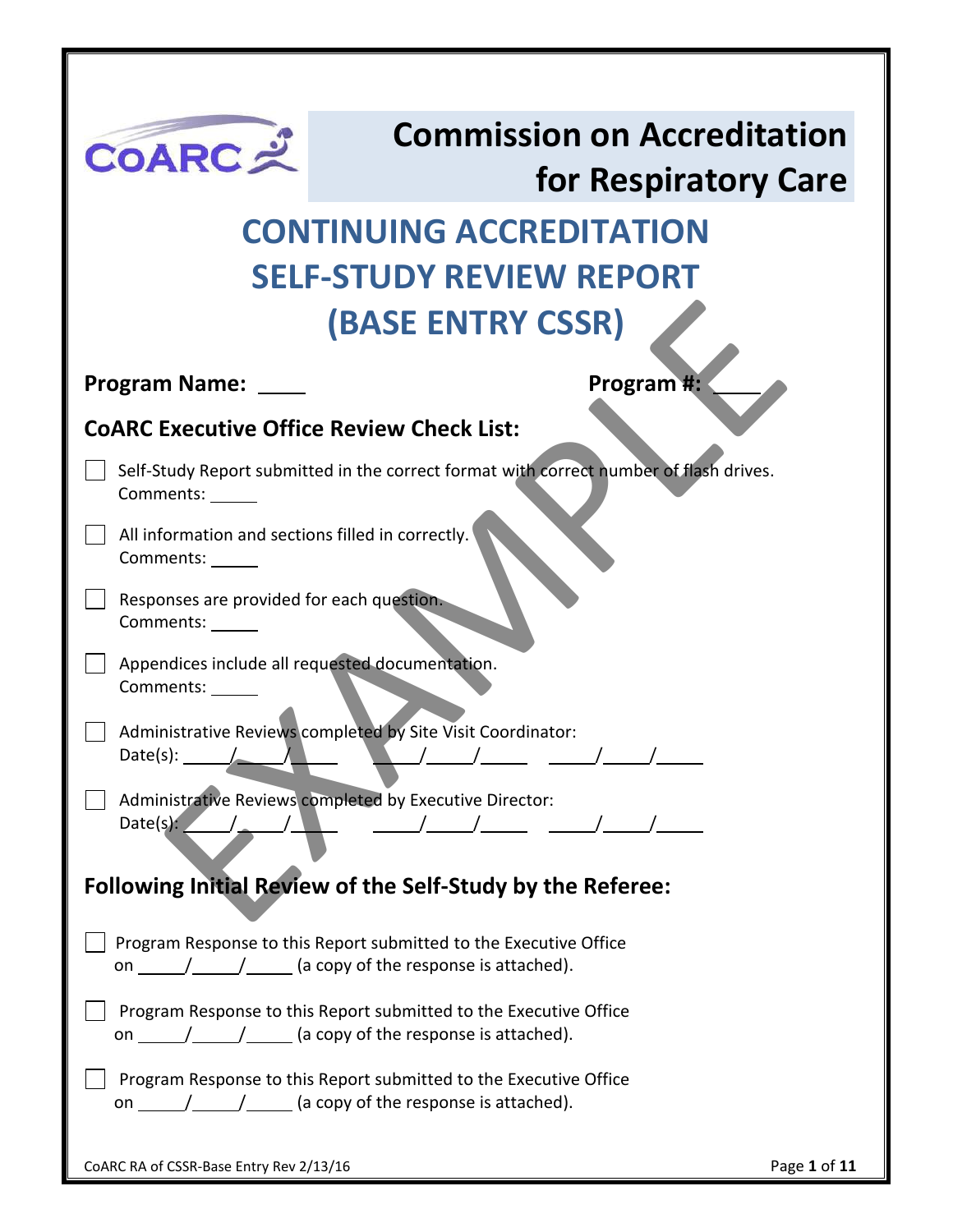# Commission on Accreditation for Respiratory Care

# CONTINUING ACCREDITATION SELF-STUDY REVIEW REPORT (BASE ENTRY CSSR)

**Program Name:** ____ **Program #:** ____

## CoARC Executive Office Review Check List:

- [ ] Self-Study Report submitted in the correct format with correct number of flash drives.
  Comments: _____
- [ ] All information and sections filled in correctly.
  Comments: _____
- [ ] Responses are provided for each question.
  Comments: _____
- [ ] Appendices include all requested documentation.
  Comments: _____
- [ ] Administrative Reviews completed by Site Visit Coordinator:
  Date(s): ____/____/____ ____/____/____ ____/____/____
- [ ] Administrative Reviews completed by Executive Director:
  Date(s): ____/____/____ ____/____/____ ____/____/____

## Following Initial Review of the Self-Study by the Referee:

- [ ] Program Response to this Report submitted to the Executive Office on ____/____/____ (a copy of the response is attached).
- [ ] Program Response to this Report submitted to the Executive Office on ____/____/____ (a copy of the response is attached).
- [ ] Program Response to this Report submitted to the Executive Office on ____/____/____ (a copy of the response is attached).

CoARC RA of CSSR-Base Entry Rev 2/13/16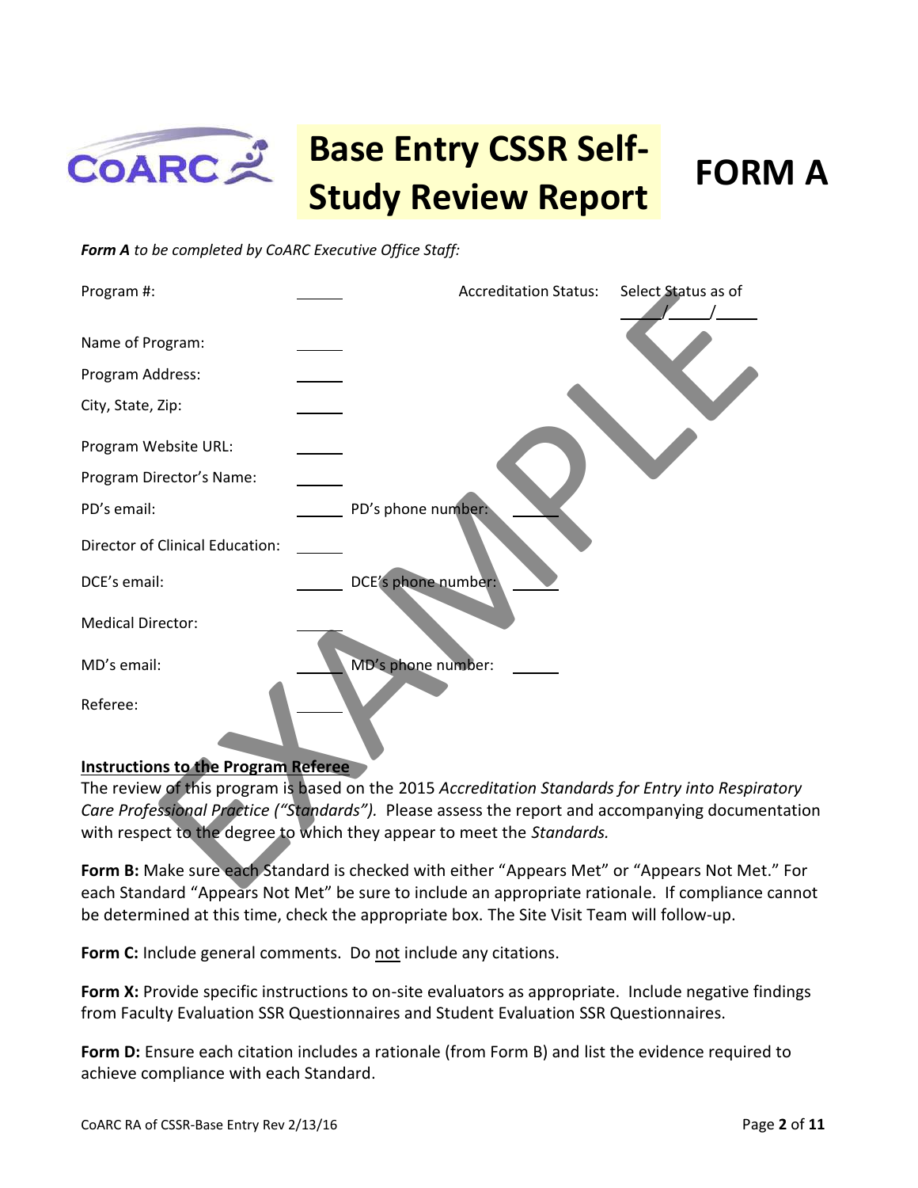# Base Entry CSSR Self-Study Review Report

# FORM A

***Form A** to be completed by CoARC Executive Office Staff:*

| | | | |
|---|---|---|---|
| Program #: | ______ | Accreditation Status: | Select Status as of ____/____/____ |
| Name of Program: | ______ | | |
| Program Address: | ______ | | |
| City, State, Zip: | ______ | | |
| Program Website URL: | ______ | | |
| Program Director's Name: | ______ | | |
| PD's email: | ______ | PD's phone number: | ______ |
| Director of Clinical Education: | ______ | | |
| DCE's email: | ______ | DCE's phone number: | ______ |
| Medical Director: | ______ | | |
| MD's email: | ______ | MD's phone number: | ______ |
| Referee: | ______ | | |

EXAMPLE

**Instructions to the Program Referee**

The review of this program is based on the 2015 *Accreditation Standards for Entry into Respiratory Care Professional Practice ("Standards").* Please assess the report and accompanying documentation with respect to the degree to which they appear to meet the *Standards.*

**Form B:** Make sure each Standard is checked with either "Appears Met" or "Appears Not Met." For each Standard "Appears Not Met" be sure to include an appropriate rationale. If compliance cannot be determined at this time, check the appropriate box. The Site Visit Team will follow-up.

**Form C:** Include general comments. Do not include any citations.

**Form X:** Provide specific instructions to on-site evaluators as appropriate. Include negative findings from Faculty Evaluation SSR Questionnaires and Student Evaluation SSR Questionnaires.

**Form D:** Ensure each citation includes a rationale (from Form B) and list the evidence required to achieve compliance with each Standard.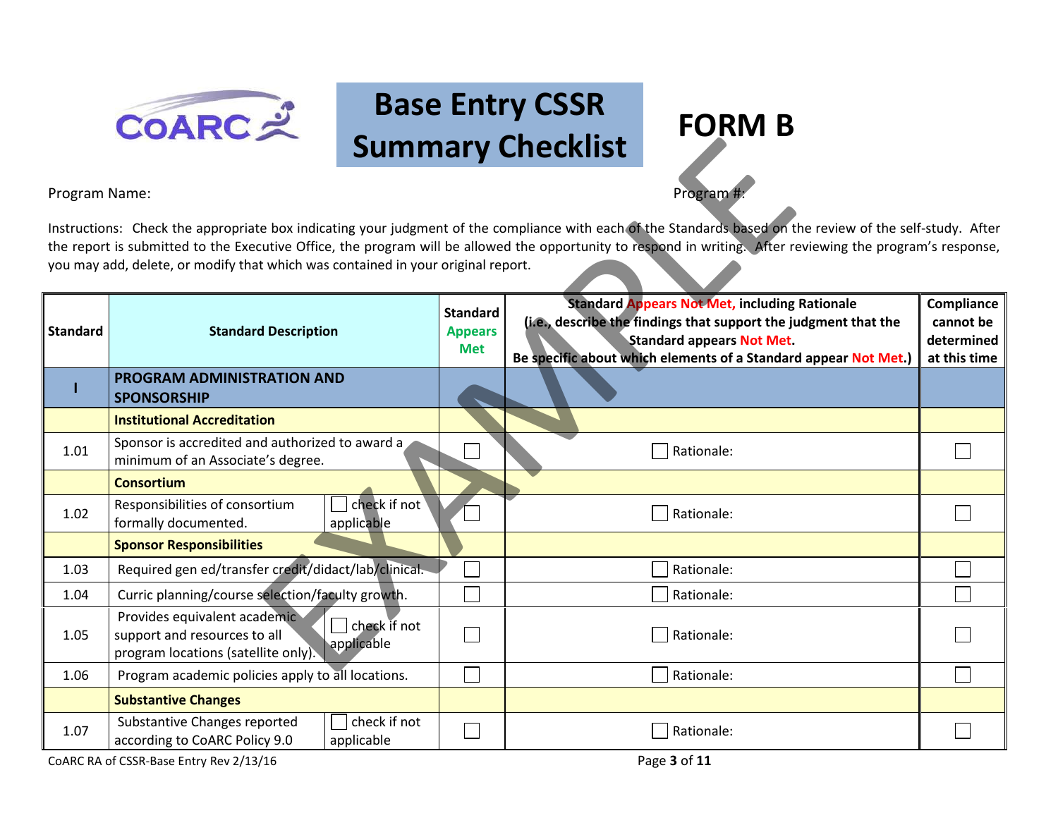# Base Entry CSSR Summary Checklist

# FORM B

Program Name: Program #:

Instructions: Check the appropriate box indicating your judgment of the compliance with each of the Standards based on the review of the self-study. After the report is submitted to the Executive Office, the program will be allowed the opportunity to respond in writing. After reviewing the program's response, you may add, delete, or modify that which was contained in your original report.

| Standard | Standard Description | | Standard Appears Met | Standard Appears Not Met, including Rationale (i.e., describe the findings that support the judgment that the Standard appears Not Met. Be specific about which elements of a Standard appear Not Met.) | Compliance cannot be determined at this time |
|---|---|---|---|---|---|
| **I** | **PROGRAM ADMINISTRATION AND SPONSORSHIP** | | | | |
| | **Institutional Accreditation** | | | | |
| 1.01 | Sponsor is accredited and authorized to award a minimum of an Associate's degree. | | ☐ | ☐ Rationale: | ☐ |
| | **Consortium** | | | | |
| 1.02 | Responsibilities of consortium formally documented. | ☐ check if not applicable | ☐ | ☐ Rationale: | ☐ |
| | **Sponsor Responsibilities** | | | | |
| 1.03 | Required gen ed/transfer credit/didact/lab/clinical. | | ☐ | ☐ Rationale: | ☐ |
| 1.04 | Curric planning/course selection/faculty growth. | | ☐ | ☐ Rationale: | ☐ |
| 1.05 | Provides equivalent academic support and resources to all program locations (satellite only). | ☐ check if not applicable | ☐ | ☐ Rationale: | ☐ |
| 1.06 | Program academic policies apply to all locations. | | ☐ | ☐ Rationale: | ☐ |
| | **Substantive Changes** | | | | |
| 1.07 | Substantive Changes reported according to CoARC Policy 9.0 | ☐ check if not applicable | ☐ | ☐ Rationale: | ☐ |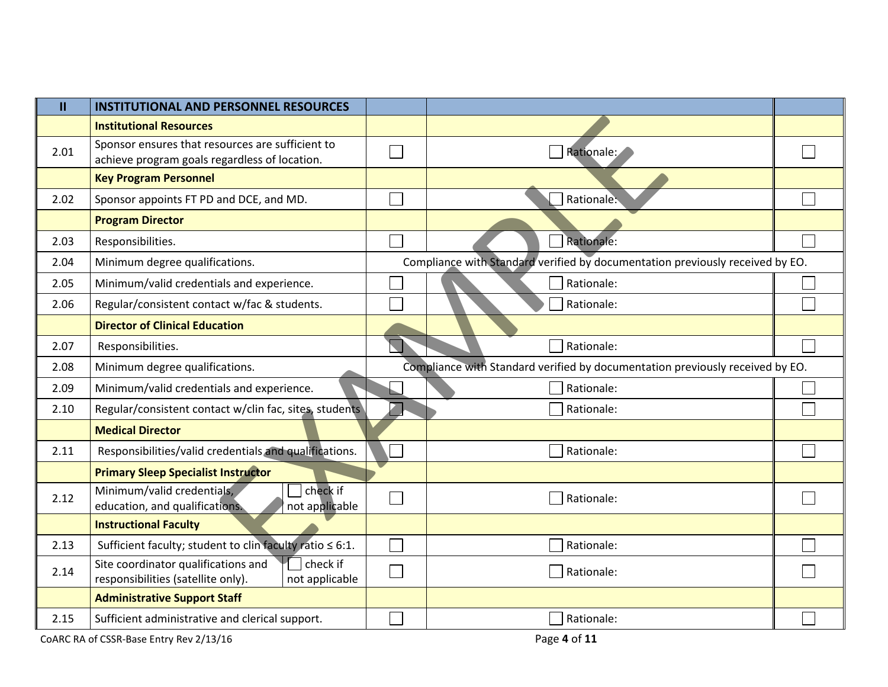| II | INSTITUTIONAL AND PERSONNEL RESOURCES | | | |
|---|---|---|---|---|
| | **Institutional Resources** | | | |
| 2.01 | Sponsor ensures that resources are sufficient to achieve program goals regardless of location. | ☐ | ☐ Rationale: | ☐ |
| | **Key Program Personnel** | | | |
| 2.02 | Sponsor appoints FT PD and DCE, and MD. | ☐ | ☐ Rationale: | ☐ |
| | **Program Director** | | | |
| 2.03 | Responsibilities. | ☐ | ☐ Rationale: | ☐ |
| 2.04 | Minimum degree qualifications. | Compliance with Standard verified by documentation previously received by EO. | | |
| 2.05 | Minimum/valid credentials and experience. | ☐ | ☐ Rationale: | ☐ |
| 2.06 | Regular/consistent contact w/fac & students. | ☐ | ☐ Rationale: | ☐ |
| | **Director of Clinical Education** | | | |
| 2.07 | Responsibilities. | ☐ | ☐ Rationale: | ☐ |
| 2.08 | Minimum degree qualifications. | Compliance with Standard verified by documentation previously received by EO. | | |
| 2.09 | Minimum/valid credentials and experience. | ☐ | ☐ Rationale: | ☐ |
| 2.10 | Regular/consistent contact w/clin fac, sites, students | ☐ | ☐ Rationale: | ☐ |
| | **Medical Director** | | | |
| 2.11 | Responsibilities/valid credentials and qualifications. | ☐ | ☐ Rationale: | ☐ |
| | **Primary Sleep Specialist Instructor** | | | |
| 2.12 | Minimum/valid credentials, education, and qualifications. ☐ check if not applicable | ☐ | ☐ Rationale: | ☐ |
| | **Instructional Faculty** | | | |
| 2.13 | Sufficient faculty; student to clin faculty ratio ≤ 6:1. | ☐ | ☐ Rationale: | ☐ |
| 2.14 | Site coordinator qualifications and responsibilities (satellite only). ☐ check if not applicable | ☐ | ☐ Rationale: | ☐ |
| | **Administrative Support Staff** | | | |
| 2.15 | Sufficient administrative and clerical support. | ☐ | ☐ Rationale: | ☐ |

CoARC RA of CSSR-Base Entry Rev 2/13/16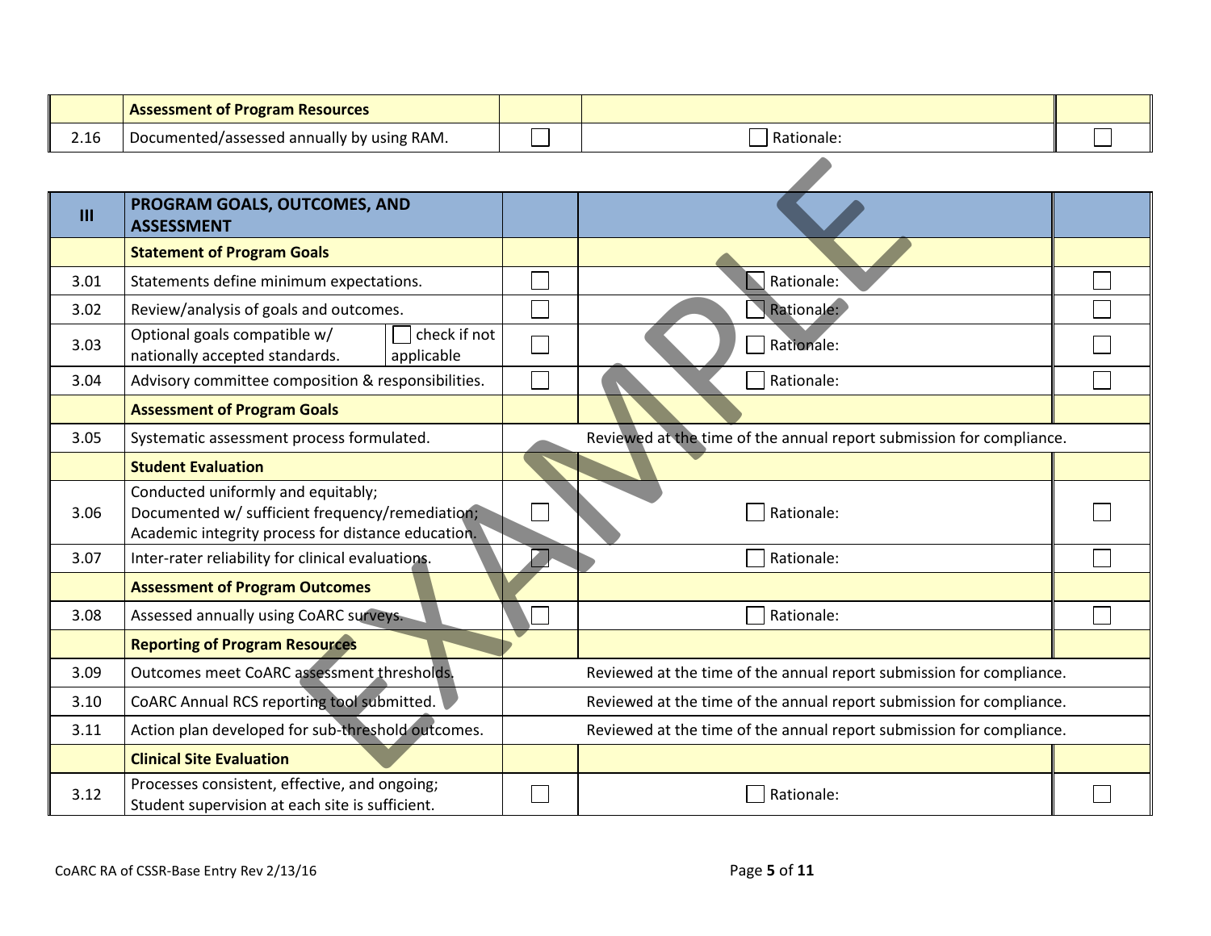|  | Assessment of Program Resources |  |  |  |
|---|---|---|---|---|
| 2.16 | Documented/assessed annually by using RAM. | ☐ | ☐ Rationale: | ☐ |

| III | PROGRAM GOALS, OUTCOMES, AND ASSESSMENT |  |  |  |
|---|---|---|---|---|
|  | **Statement of Program Goals** |  |  |  |
| 3.01 | Statements define minimum expectations. | ☐ | ☐ Rationale: | ☐ |
| 3.02 | Review/analysis of goals and outcomes. | ☐ | ☐ Rationale: | ☐ |
| 3.03 | Optional goals compatible w/ nationally accepted standards. ☐ check if not applicable | ☐ | ☐ Rationale: | ☐ |
| 3.04 | Advisory committee composition & responsibilities. | ☐ | ☐ Rationale: | ☐ |
|  | **Assessment of Program Goals** |  |  |  |
| 3.05 | Systematic assessment process formulated. | Reviewed at the time of the annual report submission for compliance. |  |  |
|  | **Student Evaluation** |  |  |  |
| 3.06 | Conducted uniformly and equitably; Documented w/ sufficient frequency/remediation; Academic integrity process for distance education. | ☐ | ☐ Rationale: | ☐ |
| 3.07 | Inter-rater reliability for clinical evaluations. | ☐ | ☐ Rationale: | ☐ |
|  | **Assessment of Program Outcomes** |  |  |  |
| 3.08 | Assessed annually using CoARC surveys. | ☐ | ☐ Rationale: | ☐ |
|  | **Reporting of Program Resources** |  |  |  |
| 3.09 | Outcomes meet CoARC assessment thresholds. | Reviewed at the time of the annual report submission for compliance. |  |  |
| 3.10 | CoARC Annual RCS reporting tool submitted. | Reviewed at the time of the annual report submission for compliance. |  |  |
| 3.11 | Action plan developed for sub-threshold outcomes. | Reviewed at the time of the annual report submission for compliance. |  |  |
|  | **Clinical Site Evaluation** |  |  |  |
| 3.12 | Processes consistent, effective, and ongoing; Student supervision at each site is sufficient. | ☐ | ☐ Rationale: | ☐ |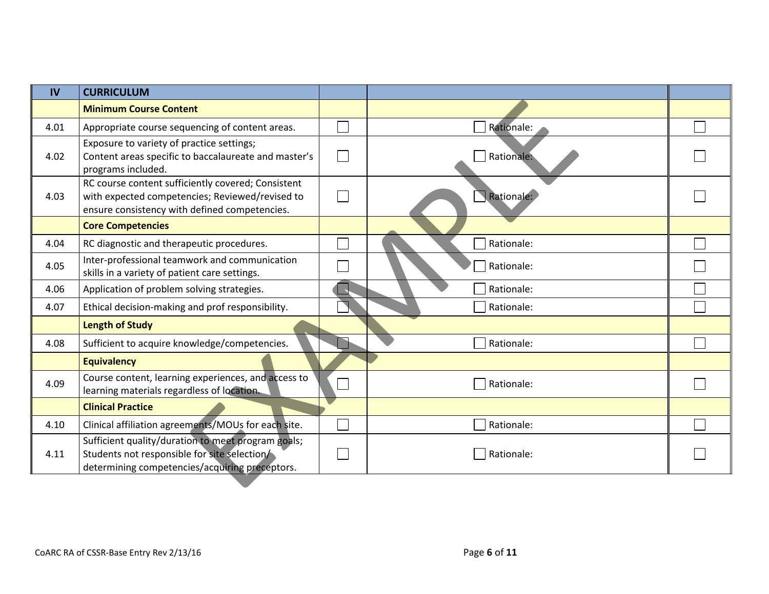| IV | CURRICULUM | | | |
|---|---|---|---|---|
| | **Minimum Course Content** | | | |
| 4.01 | Appropriate course sequencing of content areas. | ☐ | ☐ Rationale: | ☐ |
| 4.02 | Exposure to variety of practice settings; Content areas specific to baccalaureate and master's programs included. | ☐ | ☐ Rationale: | ☐ |
| 4.03 | RC course content sufficiently covered; Consistent with expected competencies; Reviewed/revised to ensure consistency with defined competencies. | ☐ | ☐ Rationale: | ☐ |
| | **Core Competencies** | | | |
| 4.04 | RC diagnostic and therapeutic procedures. | ☐ | ☐ Rationale: | ☐ |
| 4.05 | Inter-professional teamwork and communication skills in a variety of patient care settings. | ☐ | ☐ Rationale: | ☐ |
| 4.06 | Application of problem solving strategies. | ☐ | ☐ Rationale: | ☐ |
| 4.07 | Ethical decision-making and prof responsibility. | ☐ | ☐ Rationale: | ☐ |
| | **Length of Study** | | | |
| 4.08 | Sufficient to acquire knowledge/competencies. | ☐ | ☐ Rationale: | ☐ |
| | **Equivalency** | | | |
| 4.09 | Course content, learning experiences, and access to learning materials regardless of location. | ☐ | ☐ Rationale: | ☐ |
| | **Clinical Practice** | | | |
| 4.10 | Clinical affiliation agreements/MOUs for each site. | ☐ | ☐ Rationale: | ☐ |
| 4.11 | Sufficient quality/duration to meet program goals; Students not responsible for site selection/ determining competencies/acquiring preceptors. | ☐ | ☐ Rationale: | ☐ |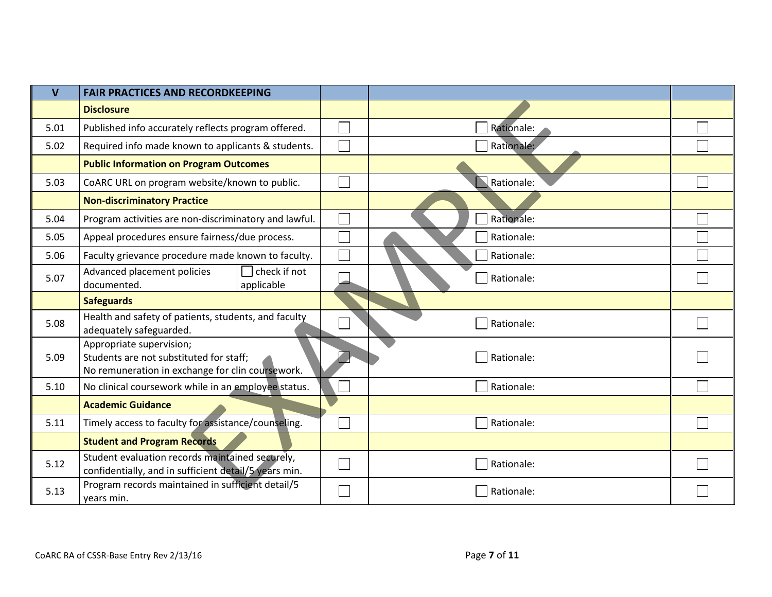| V | FAIR PRACTICES AND RECORDKEEPING | | | |
|---|---|---|---|---|
| | **Disclosure** | | | |
| 5.01 | Published info accurately reflects program offered. | ☐ | ☐ Rationale: | ☐ |
| 5.02 | Required info made known to applicants & students. | ☐ | ☐ Rationale: | ☐ |
| | **Public Information on Program Outcomes** | | | |
| 5.03 | CoARC URL on program website/known to public. | ☐ | ☐ Rationale: | ☐ |
| | **Non-discriminatory Practice** | | | |
| 5.04 | Program activities are non-discriminatory and lawful. | ☐ | ☐ Rationale: | ☐ |
| 5.05 | Appeal procedures ensure fairness/due process. | ☐ | ☐ Rationale: | ☐ |
| 5.06 | Faculty grievance procedure made known to faculty. | ☐ | ☐ Rationale: | ☐ |
| 5.07 | Advanced placement policies documented. ☐ check if not applicable | ☐ | ☐ Rationale: | ☐ |
| | **Safeguards** | | | |
| 5.08 | Health and safety of patients, students, and faculty adequately safeguarded. | ☐ | ☐ Rationale: | ☐ |
| 5.09 | Appropriate supervision;<br>Students are not substituted for staff;<br>No remuneration in exchange for clin coursework. | ☐ | ☐ Rationale: | ☐ |
| 5.10 | No clinical coursework while in an employee status. | ☐ | ☐ Rationale: | ☐ |
| | **Academic Guidance** | | | |
| 5.11 | Timely access to faculty for assistance/counseling. | ☐ | ☐ Rationale: | ☐ |
| | **Student and Program Records** | | | |
| 5.12 | Student evaluation records maintained securely, confidentially, and in sufficient detail/5 years min. | ☐ | ☐ Rationale: | ☐ |
| 5.13 | Program records maintained in sufficient detail/5 years min. | ☐ | ☐ Rationale: | ☐ |

EXAMPLE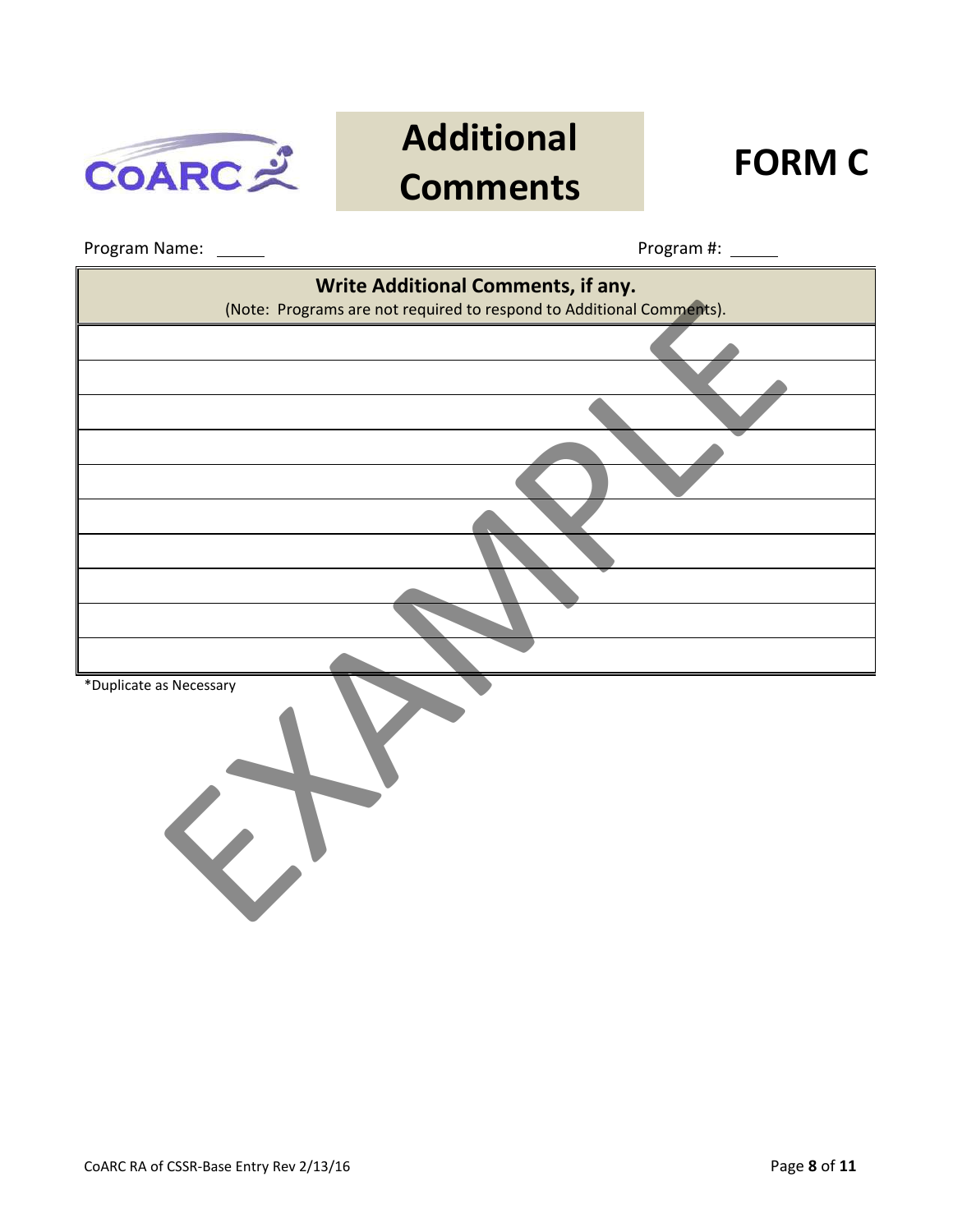# Additional Comments

# FORM C

Program Name: ______ Program #: ______

| Write Additional Comments, if any.<br>(Note: Programs are not required to respond to Additional Comments). |
|---|
| |
| |
| |
| |
| |
| |
| |
| |
| |
| |

*Duplicate as Necessary

EXAMPLE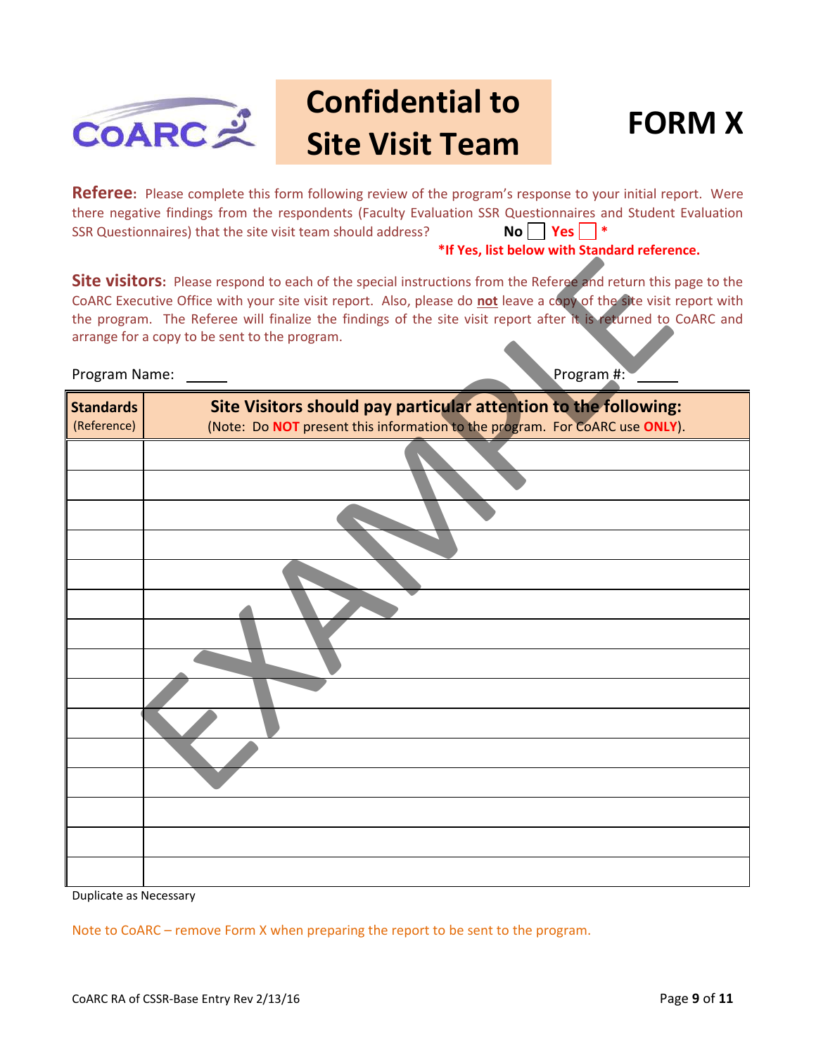# Confidential to Site Visit Team

# FORM X

**Referee:** Please complete this form following review of the program's response to your initial report. Were there negative findings from the respondents (Faculty Evaluation SSR Questionnaires and Student Evaluation SSR Questionnaires) that the site visit team should address? **No** ☐ **Yes** ☐ *

***If Yes, list below with Standard reference.**

**Site visitors:** Please respond to each of the special instructions from the Referee and return this page to the CoARC Executive Office with your site visit report. Also, please do **not** leave a copy of the site visit report with the program. The Referee will finalize the findings of the site visit report after it is returned to CoARC and arrange for a copy to be sent to the program.

Program Name: ______ Program #: ______

| **Standards** (Reference) | **Site Visitors should pay particular attention to the following:** (Note: Do **NOT** present this information to the program. For CoARC use **ONLY**). |
|---|---|
| | |
| | |
| | |
| | |
| | |
| | |
| | |
| | |
| | |
| | |
| | |
| | |
| | |
| | |
| | |

Duplicate as Necessary

Note to CoARC – remove Form X when preparing the report to be sent to the program.

CoARC RA of CSSR-Base Entry Rev 2/13/16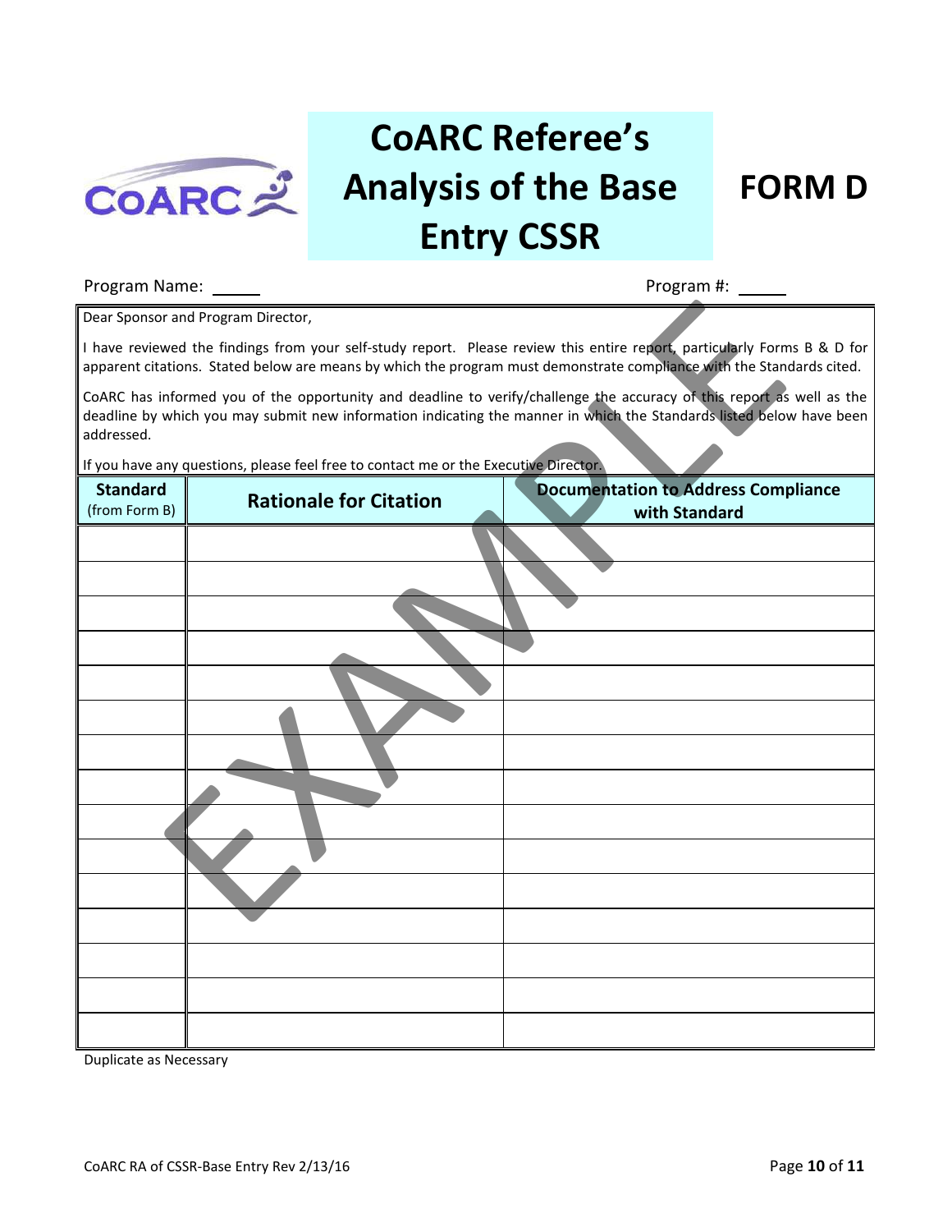# CoARC Referee's Analysis of the Base Entry CSSR

# FORM D

Program Name: \_\_\_\_\_ Program #: \_\_\_\_\_

Dear Sponsor and Program Director,

I have reviewed the findings from your self-study report. Please review this entire report, particularly Forms B & D for apparent citations. Stated below are means by which the program must demonstrate compliance with the Standards cited.

CoARC has informed you of the opportunity and deadline to verify/challenge the accuracy of this report as well as the deadline by which you may submit new information indicating the manner in which the Standards listed below have been addressed.

If you have any questions, please feel free to contact me or the Executive Director.

| Standard (from Form B) | Rationale for Citation | Documentation to Address Compliance with Standard |
|---|---|---|
| | | |
| | | |
| | | |
| | | |
| | | |
| | | |
| | | |
| | | |
| | | |
| | | |
| | | |
| | | |
| | | |
| | | |
| | | |

Duplicate as Necessary

EXAMPLE

CoARC RA of CSSR-Base Entry Rev 2/13/16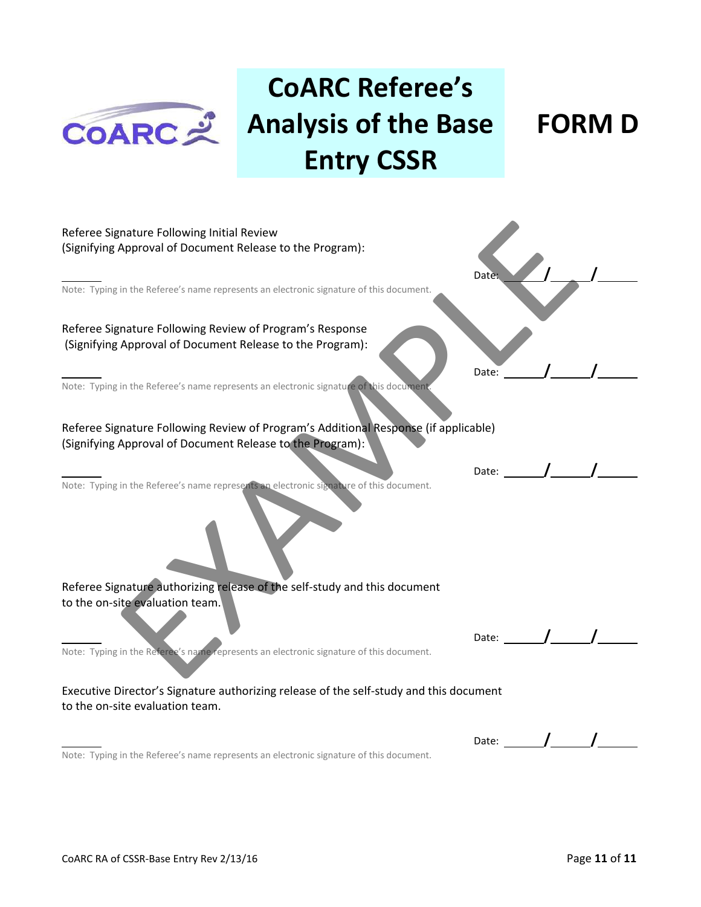# CoARC Referee's Analysis of the Base Entry CSSR

# FORM D

Referee Signature Following Initial Review
(Signifying Approval of Document Release to the Program):

\_\_\_\_\_\_ Date: \_\_\_\_\_\_/\_\_\_\_\_\_/\_\_\_\_\_\_

Note: Typing in the Referee's name represents an electronic signature of this document.

Referee Signature Following Review of Program's Response
(Signifying Approval of Document Release to the Program):

\_\_\_\_\_\_ Date: \_\_\_\_\_\_/\_\_\_\_\_\_/\_\_\_\_\_\_

Note: Typing in the Referee's name represents an electronic signature of this document.

Referee Signature Following Review of Program's Additional Response (if applicable)
(Signifying Approval of Document Release to the Program):

\_\_\_\_\_\_ Date: \_\_\_\_\_\_/\_\_\_\_\_\_/\_\_\_\_\_\_

Note: Typing in the Referee's name represents an electronic signature of this document.

EXAMPLE

Referee Signature authorizing release of the self-study and this document to the on-site evaluation team.

\_\_\_\_\_\_ Date: \_\_\_\_\_\_/\_\_\_\_\_\_/\_\_\_\_\_\_

Note: Typing in the Referee's name represents an electronic signature of this document.

Executive Director's Signature authorizing release of the self-study and this document to the on-site evaluation team.

\_\_\_\_\_\_ Date: \_\_\_\_\_\_/\_\_\_\_\_\_/\_\_\_\_\_\_

Note: Typing in the Referee's name represents an electronic signature of this document.

CoARC RA of CSSR-Base Entry Rev 2/13/16